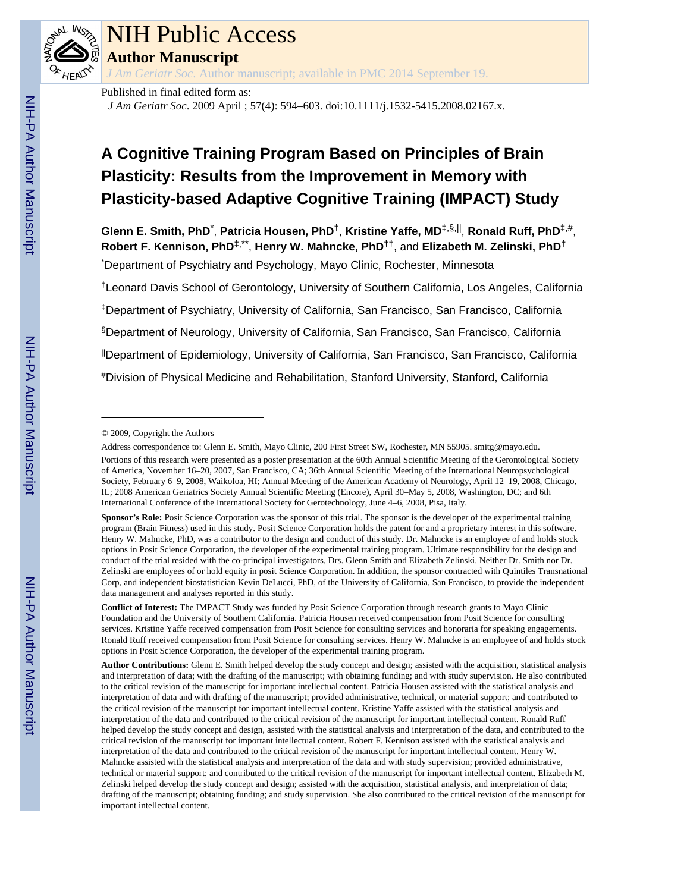# NIH Public Access

## Author Manuscript

*J Am Geriatr Soc*. Author manuscript; available in PMC 2014 September 19.

Published in final edited form as:

*J Am Geriatr Soc*. 2009 April ; 57(4): 594–603. doi:10.1111/j.1532-5415.2008.02167.x.

# A Cognitive Training Program Based on Principles of Brain Plasticity: Results from the Improvement in Memory with Plasticity-based Adaptive Cognitive Training (IMPACT) Study

**Glenn E. Smith, PhD**[*], **Patricia Housen, PhD**[†], **Kristine Yaffe, MD**[‡,§,||], **Ronald Ruff, PhD**[‡,#], **Robert F. Kennison, PhD**[‡,**], **Henry W. Mahncke, PhD**[††], and **Elizabeth M. Zelinski, PhD**[†]

[*]Department of Psychiatry and Psychology, Mayo Clinic, Rochester, Minnesota

[†]Leonard Davis School of Gerontology, University of Southern California, Los Angeles, California

[‡]Department of Psychiatry, University of California, San Francisco, San Francisco, California

[§]Department of Neurology, University of California, San Francisco, San Francisco, California

[||]Department of Epidemiology, University of California, San Francisco, San Francisco, California

[#]Division of Physical Medicine and Rehabilitation, Stanford University, Stanford, California

---

© 2009, Copyright the Authors

Address correspondence to: Glenn E. Smith, Mayo Clinic, 200 First Street SW, Rochester, MN 55905. smitg@mayo.edu.

Portions of this research were presented as a poster presentation at the 60th Annual Scientific Meeting of the Gerontological Society of America, November 16–20, 2007, San Francisco, CA; 36th Annual Scientific Meeting of the International Neuropsychological Society, February 6–9, 2008, Waikoloa, HI; Annual Meeting of the American Academy of Neurology, April 12–19, 2008, Chicago, IL; 2008 American Geriatrics Society Annual Scientific Meeting (Encore), April 30–May 5, 2008, Washington, DC; and 6th International Conference of the International Society for Gerotechnology, June 4–6, 2008, Pisa, Italy.

**Sponsor's Role:** Posit Science Corporation was the sponsor of this trial. The sponsor is the developer of the experimental training program (Brain Fitness) used in this study. Posit Science Corporation holds the patent for and a proprietary interest in this software. Henry W. Mahncke, PhD, was a contributor to the design and conduct of this study. Dr. Mahncke is an employee of and holds stock options in Posit Science Corporation, the developer of the experimental training program. Ultimate responsibility for the design and conduct of the trial resided with the co-principal investigators, Drs. Glenn Smith and Elizabeth Zelinski. Neither Dr. Smith nor Dr. Zelinski are employees of or hold equity in posit Science Corporation. In addition, the sponsor contracted with Quintiles Transnational Corp, and independent biostatistician Kevin DeLucci, PhD, of the University of California, San Francisco, to provide the independent data management and analyses reported in this study.

**Conflict of Interest:** The IMPACT Study was funded by Posit Science Corporation through research grants to Mayo Clinic Foundation and the University of Southern California. Patricia Housen received compensation from Posit Science for consulting services. Kristine Yaffe received compensation from Posit Science for consulting services and honoraria for speaking engagements. Ronald Ruff received compensation from Posit Science for consulting services. Henry W. Mahncke is an employee of and holds stock options in Posit Science Corporation, the developer of the experimental training program.

**Author Contributions:** Glenn E. Smith helped develop the study concept and design; assisted with the acquisition, statistical analysis and interpretation of data; with the drafting of the manuscript; with obtaining funding; and with study supervision. He also contributed to the critical revision of the manuscript for important intellectual content. Patricia Housen assisted with the statistical analysis and interpretation of data and with drafting of the manuscript; provided administrative, technical, or material support; and contributed to the critical revision of the manuscript for important intellectual content. Kristine Yaffe assisted with the statistical analysis and interpretation of the data and contributed to the critical revision of the manuscript for important intellectual content. Ronald Ruff helped develop the study concept and design, assisted with the statistical analysis and interpretation of the data, and contributed to the critical revision of the manuscript for important intellectual content. Robert F. Kennison assisted with the statistical analysis and interpretation of the data and contributed to the critical revision of the manuscript for important intellectual content. Henry W. Mahncke assisted with the statistical analysis and interpretation of the data and with study supervision; provided administrative, technical or material support; and contributed to the critical revision of the manuscript for important intellectual content. Elizabeth M. Zelinski helped develop the study concept and design; assisted with the acquisition, statistical analysis, and interpretation of data; drafting of the manuscript; obtaining funding; and study supervision. She also contributed to the critical revision of the manuscript for important intellectual content.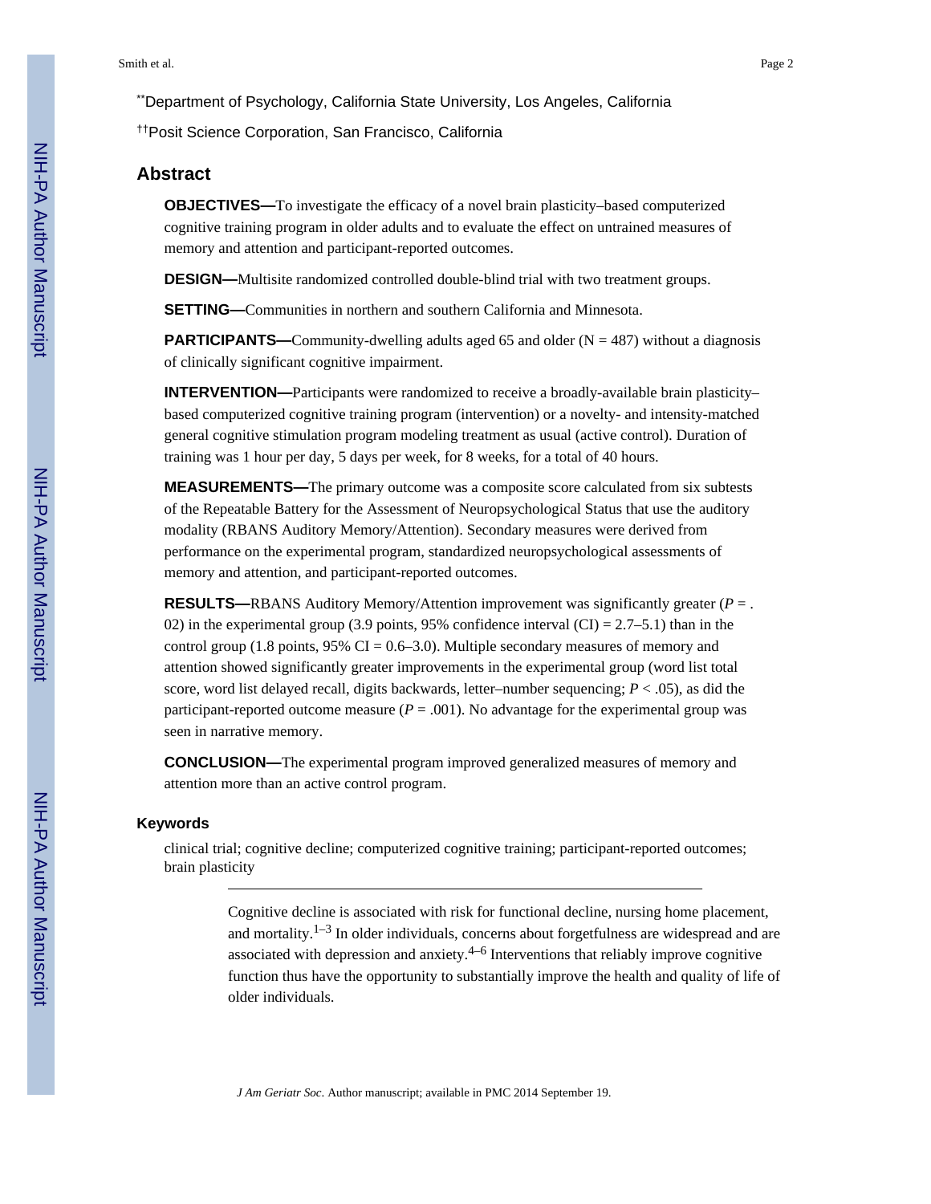[**]Department of Psychology, California State University, Los Angeles, California

[††]Posit Science Corporation, San Francisco, California

## Abstract

**OBJECTIVES—**To investigate the efficacy of a novel brain plasticity–based computerized cognitive training program in older adults and to evaluate the effect on untrained measures of memory and attention and participant-reported outcomes.

**DESIGN—**Multisite randomized controlled double-blind trial with two treatment groups.

**SETTING—**Communities in northern and southern California and Minnesota.

**PARTICIPANTS—**Community-dwelling adults aged 65 and older (N = 487) without a diagnosis of clinically significant cognitive impairment.

**INTERVENTION—**Participants were randomized to receive a broadly-available brain plasticity–based computerized cognitive training program (intervention) or a novelty- and intensity-matched general cognitive stimulation program modeling treatment as usual (active control). Duration of training was 1 hour per day, 5 days per week, for 8 weeks, for a total of 40 hours.

**MEASUREMENTS—**The primary outcome was a composite score calculated from six subtests of the Repeatable Battery for the Assessment of Neuropsychological Status that use the auditory modality (RBANS Auditory Memory/Attention). Secondary measures were derived from performance on the experimental program, standardized neuropsychological assessments of memory and attention, and participant-reported outcomes.

**RESULTS—**RBANS Auditory Memory/Attention improvement was significantly greater ($P = .02$) in the experimental group (3.9 points, 95% confidence interval (CI) = 2.7–5.1) than in the control group (1.8 points, 95% CI = 0.6–3.0). Multiple secondary measures of memory and attention showed significantly greater improvements in the experimental group (word list total score, word list delayed recall, digits backwards, letter–number sequencing; $P < .05$), as did the participant-reported outcome measure ($P = .001$). No advantage for the experimental group was seen in narrative memory.

**CONCLUSION—**The experimental program improved generalized measures of memory and attention more than an active control program.

### Keywords

clinical trial; cognitive decline; computerized cognitive training; participant-reported outcomes; brain plasticity

---

Cognitive decline is associated with risk for functional decline, nursing home placement, and mortality.[1–3] In older individuals, concerns about forgetfulness are widespread and are associated with depression and anxiety.[4–6] Interventions that reliably improve cognitive function thus have the opportunity to substantially improve the health and quality of life of older individuals.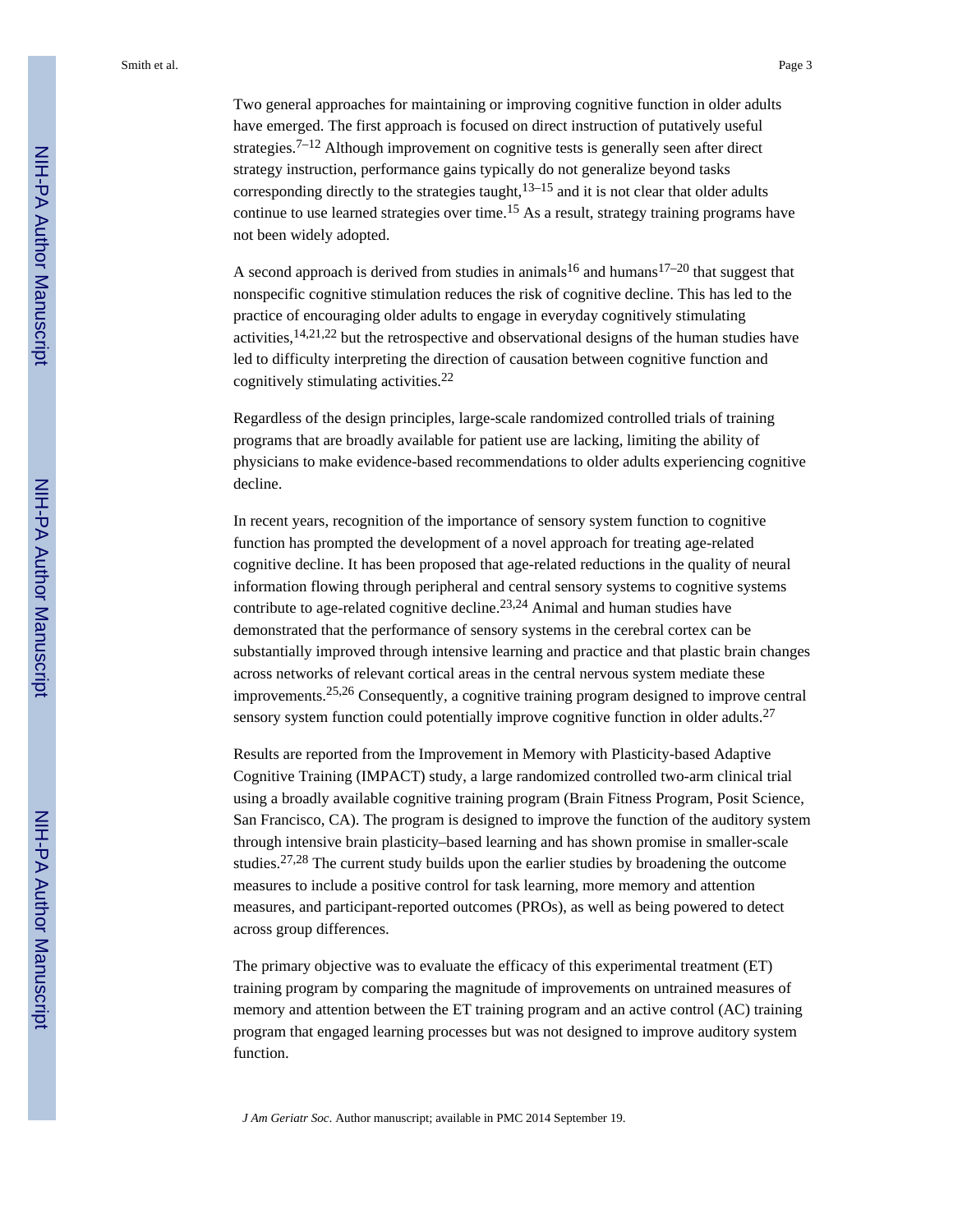Two general approaches for maintaining or improving cognitive function in older adults have emerged. The first approach is focused on direct instruction of putatively useful strategies.[7–12] Although improvement on cognitive tests is generally seen after direct strategy instruction, performance gains typically do not generalize beyond tasks corresponding directly to the strategies taught,[13–15] and it is not clear that older adults continue to use learned strategies over time.[15] As a result, strategy training programs have not been widely adopted.

A second approach is derived from studies in animals[16] and humans[17–20] that suggest that nonspecific cognitive stimulation reduces the risk of cognitive decline. This has led to the practice of encouraging older adults to engage in everyday cognitively stimulating activities,[14,21,22] but the retrospective and observational designs of the human studies have led to difficulty interpreting the direction of causation between cognitive function and cognitively stimulating activities.[22]

Regardless of the design principles, large-scale randomized controlled trials of training programs that are broadly available for patient use are lacking, limiting the ability of physicians to make evidence-based recommendations to older adults experiencing cognitive decline.

In recent years, recognition of the importance of sensory system function to cognitive function has prompted the development of a novel approach for treating age-related cognitive decline. It has been proposed that age-related reductions in the quality of neural information flowing through peripheral and central sensory systems to cognitive systems contribute to age-related cognitive decline.[23,24] Animal and human studies have demonstrated that the performance of sensory systems in the cerebral cortex can be substantially improved through intensive learning and practice and that plastic brain changes across networks of relevant cortical areas in the central nervous system mediate these improvements.[25,26] Consequently, a cognitive training program designed to improve central sensory system function could potentially improve cognitive function in older adults.[27]

Results are reported from the Improvement in Memory with Plasticity-based Adaptive Cognitive Training (IMPACT) study, a large randomized controlled two-arm clinical trial using a broadly available cognitive training program (Brain Fitness Program, Posit Science, San Francisco, CA). The program is designed to improve the function of the auditory system through intensive brain plasticity–based learning and has shown promise in smaller-scale studies.[27,28] The current study builds upon the earlier studies by broadening the outcome measures to include a positive control for task learning, more memory and attention measures, and participant-reported outcomes (PROs), as well as being powered to detect across group differences.

The primary objective was to evaluate the efficacy of this experimental treatment (ET) training program by comparing the magnitude of improvements on untrained measures of memory and attention between the ET training program and an active control (AC) training program that engaged learning processes but was not designed to improve auditory system function.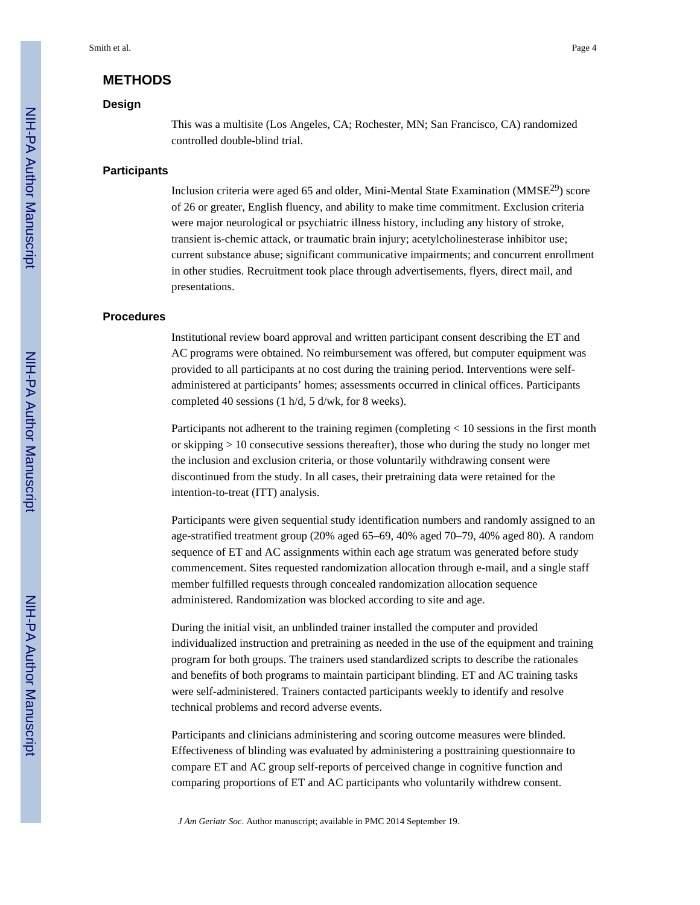## METHODS

### Design

This was a multisite (Los Angeles, CA; Rochester, MN; San Francisco, CA) randomized controlled double-blind trial.

### Participants

Inclusion criteria were aged 65 and older, Mini-Mental State Examination (MMSE[29]) score of 26 or greater, English fluency, and ability to make time commitment. Exclusion criteria were major neurological or psychiatric illness history, including any history of stroke, transient is-chemic attack, or traumatic brain injury; acetylcholinesterase inhibitor use; current substance abuse; significant communicative impairments; and concurrent enrollment in other studies. Recruitment took place through advertisements, flyers, direct mail, and presentations.

### Procedures

Institutional review board approval and written participant consent describing the ET and AC programs were obtained. No reimbursement was offered, but computer equipment was provided to all participants at no cost during the training period. Interventions were self-administered at participants' homes; assessments occurred in clinical offices. Participants completed 40 sessions (1 h/d, 5 d/wk, for 8 weeks).

Participants not adherent to the training regimen (completing < 10 sessions in the first month or skipping > 10 consecutive sessions thereafter), those who during the study no longer met the inclusion and exclusion criteria, or those voluntarily withdrawing consent were discontinued from the study. In all cases, their pretraining data were retained for the intention-to-treat (ITT) analysis.

Participants were given sequential study identification numbers and randomly assigned to an age-stratified treatment group (20% aged 65–69, 40% aged 70–79, 40% aged 80). A random sequence of ET and AC assignments within each age stratum was generated before study commencement. Sites requested randomization allocation through e-mail, and a single staff member fulfilled requests through concealed randomization allocation sequence administered. Randomization was blocked according to site and age.

During the initial visit, an unblinded trainer installed the computer and provided individualized instruction and pretraining as needed in the use of the equipment and training program for both groups. The trainers used standardized scripts to describe the rationales and benefits of both programs to maintain participant blinding. ET and AC training tasks were self-administered. Trainers contacted participants weekly to identify and resolve technical problems and record adverse events.

Participants and clinicians administering and scoring outcome measures were blinded. Effectiveness of blinding was evaluated by administering a posttraining questionnaire to compare ET and AC group self-reports of perceived change in cognitive function and comparing proportions of ET and AC participants who voluntarily withdrew consent.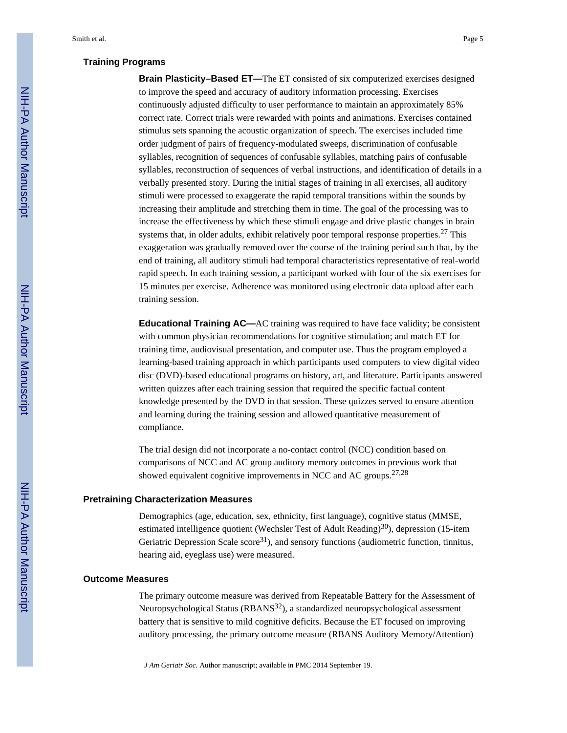### Training Programs

**Brain Plasticity–Based ET—**The ET consisted of six computerized exercises designed to improve the speed and accuracy of auditory information processing. Exercises continuously adjusted difficulty to user performance to maintain an approximately 85% correct rate. Correct trials were rewarded with points and animations. Exercises contained stimulus sets spanning the acoustic organization of speech. The exercises included time order judgment of pairs of frequency-modulated sweeps, discrimination of confusable syllables, recognition of sequences of confusable syllables, matching pairs of confusable syllables, reconstruction of sequences of verbal instructions, and identification of details in a verbally presented story. During the initial stages of training in all exercises, all auditory stimuli were processed to exaggerate the rapid temporal transitions within the sounds by increasing their amplitude and stretching them in time. The goal of the processing was to increase the effectiveness by which these stimuli engage and drive plastic changes in brain systems that, in older adults, exhibit relatively poor temporal response properties.[27] This exaggeration was gradually removed over the course of the training period such that, by the end of training, all auditory stimuli had temporal characteristics representative of real-world rapid speech. In each training session, a participant worked with four of the six exercises for 15 minutes per exercise. Adherence was monitored using electronic data upload after each training session.

**Educational Training AC—**AC training was required to have face validity; be consistent with common physician recommendations for cognitive stimulation; and match ET for training time, audiovisual presentation, and computer use. Thus the program employed a learning-based training approach in which participants used computers to view digital video disc (DVD)-based educational programs on history, art, and literature. Participants answered written quizzes after each training session that required the specific factual content knowledge presented by the DVD in that session. These quizzes served to ensure attention and learning during the training session and allowed quantitative measurement of compliance.

The trial design did not incorporate a no-contact control (NCC) condition based on comparisons of NCC and AC group auditory memory outcomes in previous work that showed equivalent cognitive improvements in NCC and AC groups.[27,28]

### Pretraining Characterization Measures

Demographics (age, education, sex, ethnicity, first language), cognitive status (MMSE, estimated intelligence quotient (Wechsler Test of Adult Reading)[30]), depression (15-item Geriatric Depression Scale score[31]), and sensory functions (audiometric function, tinnitus, hearing aid, eyeglass use) were measured.

### Outcome Measures

The primary outcome measure was derived from Repeatable Battery for the Assessment of Neuropsychological Status (RBANS[32]), a standardized neuropsychological assessment battery that is sensitive to mild cognitive deficits. Because the ET focused on improving auditory processing, the primary outcome measure (RBANS Auditory Memory/Attention)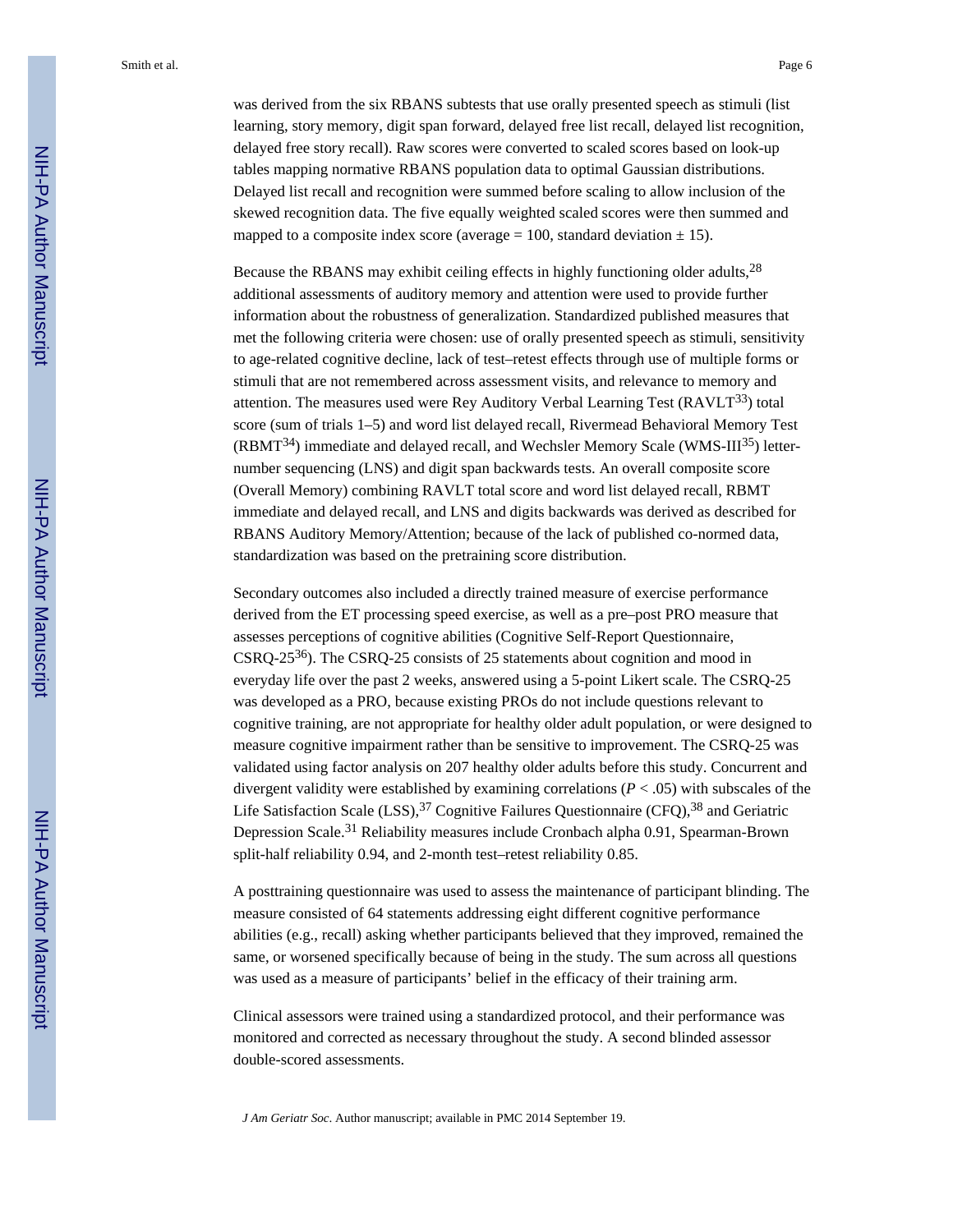was derived from the six RBANS subtests that use orally presented speech as stimuli (list learning, story memory, digit span forward, delayed free list recall, delayed list recognition, delayed free story recall). Raw scores were converted to scaled scores based on look-up tables mapping normative RBANS population data to optimal Gaussian distributions. Delayed list recall and recognition were summed before scaling to allow inclusion of the skewed recognition data. The five equally weighted scaled scores were then summed and mapped to a composite index score (average = 100, standard deviation ± 15).

Because the RBANS may exhibit ceiling effects in highly functioning older adults,[28] additional assessments of auditory memory and attention were used to provide further information about the robustness of generalization. Standardized published measures that met the following criteria were chosen: use of orally presented speech as stimuli, sensitivity to age-related cognitive decline, lack of test–retest effects through use of multiple forms or stimuli that are not remembered across assessment visits, and relevance to memory and attention. The measures used were Rey Auditory Verbal Learning Test (RAVLT[33]) total score (sum of trials 1–5) and word list delayed recall, Rivermead Behavioral Memory Test (RBMT[34]) immediate and delayed recall, and Wechsler Memory Scale (WMS-III[35]) letter-number sequencing (LNS) and digit span backwards tests. An overall composite score (Overall Memory) combining RAVLT total score and word list delayed recall, RBMT immediate and delayed recall, and LNS and digits backwards was derived as described for RBANS Auditory Memory/Attention; because of the lack of published co-normed data, standardization was based on the pretraining score distribution.

Secondary outcomes also included a directly trained measure of exercise performance derived from the ET processing speed exercise, as well as a pre–post PRO measure that assesses perceptions of cognitive abilities (Cognitive Self-Report Questionnaire, CSRQ-25[36]). The CSRQ-25 consists of 25 statements about cognition and mood in everyday life over the past 2 weeks, answered using a 5-point Likert scale. The CSRQ-25 was developed as a PRO, because existing PROs do not include questions relevant to cognitive training, are not appropriate for healthy older adult population, or were designed to measure cognitive impairment rather than be sensitive to improvement. The CSRQ-25 was validated using factor analysis on 207 healthy older adults before this study. Concurrent and divergent validity were established by examining correlations ($P < .05$) with subscales of the Life Satisfaction Scale (LSS),[37] Cognitive Failures Questionnaire (CFQ),[38] and Geriatric Depression Scale.[31] Reliability measures include Cronbach alpha 0.91, Spearman-Brown split-half reliability 0.94, and 2-month test–retest reliability 0.85.

A posttraining questionnaire was used to assess the maintenance of participant blinding. The measure consisted of 64 statements addressing eight different cognitive performance abilities (e.g., recall) asking whether participants believed that they improved, remained the same, or worsened specifically because of being in the study. The sum across all questions was used as a measure of participants' belief in the efficacy of their training arm.

Clinical assessors were trained using a standardized protocol, and their performance was monitored and corrected as necessary throughout the study. A second blinded assessor double-scored assessments.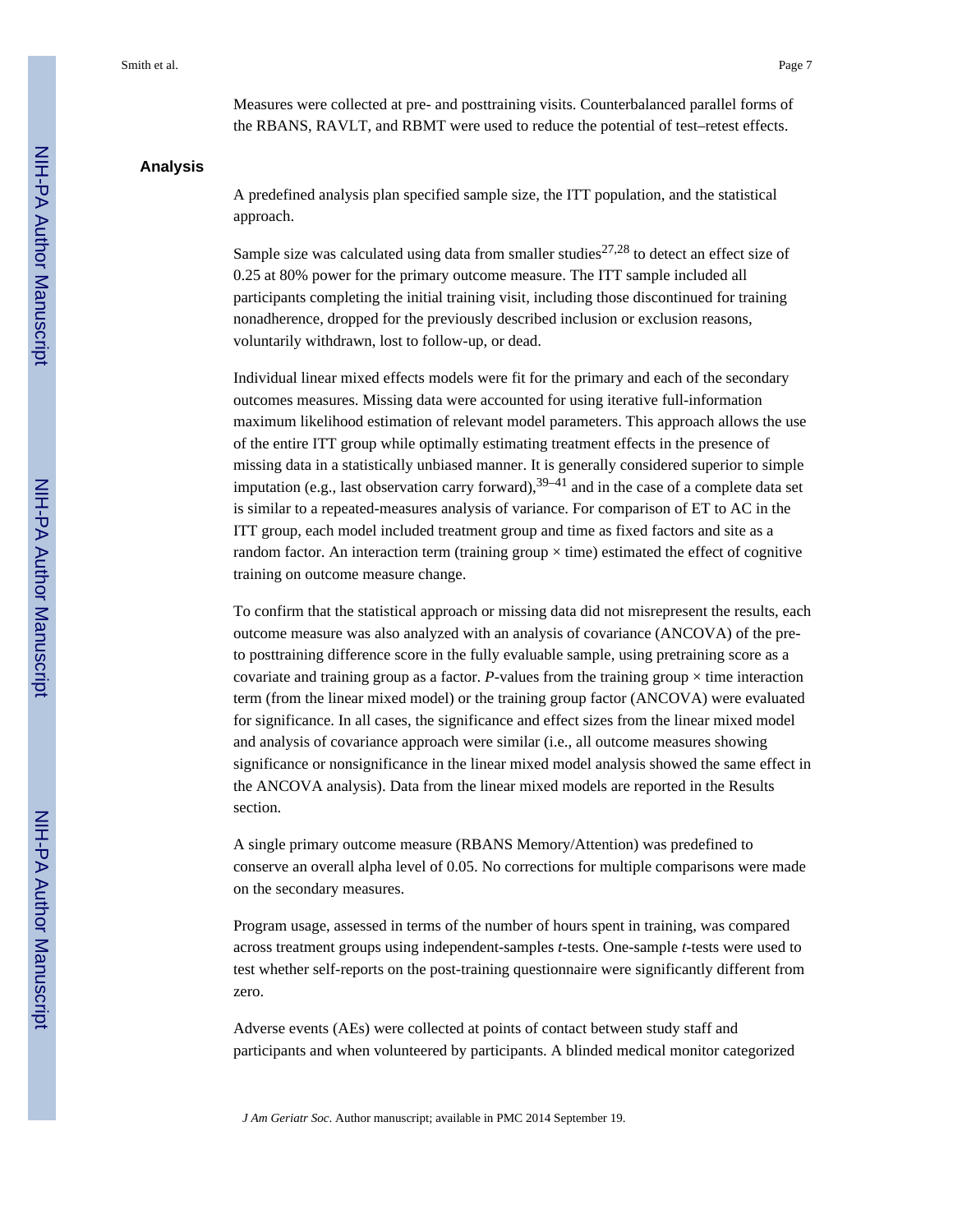Measures were collected at pre- and posttraining visits. Counterbalanced parallel forms of the RBANS, RAVLT, and RBMT were used to reduce the potential of test–retest effects.

## Analysis

A predefined analysis plan specified sample size, the ITT population, and the statistical approach.

Sample size was calculated using data from smaller studies[27,28] to detect an effect size of 0.25 at 80% power for the primary outcome measure. The ITT sample included all participants completing the initial training visit, including those discontinued for training nonadherence, dropped for the previously described inclusion or exclusion reasons, voluntarily withdrawn, lost to follow-up, or dead.

Individual linear mixed effects models were fit for the primary and each of the secondary outcomes measures. Missing data were accounted for using iterative full-information maximum likelihood estimation of relevant model parameters. This approach allows the use of the entire ITT group while optimally estimating treatment effects in the presence of missing data in a statistically unbiased manner. It is generally considered superior to simple imputation (e.g., last observation carry forward),[39–41] and in the case of a complete data set is similar to a repeated-measures analysis of variance. For comparison of ET to AC in the ITT group, each model included treatment group and time as fixed factors and site as a random factor. An interaction term (training group × time) estimated the effect of cognitive training on outcome measure change.

To confirm that the statistical approach or missing data did not misrepresent the results, each outcome measure was also analyzed with an analysis of covariance (ANCOVA) of the pre- to posttraining difference score in the fully evaluable sample, using pretraining score as a covariate and training group as a factor. *P*-values from the training group × time interaction term (from the linear mixed model) or the training group factor (ANCOVA) were evaluated for significance. In all cases, the significance and effect sizes from the linear mixed model and analysis of covariance approach were similar (i.e., all outcome measures showing significance or nonsignificance in the linear mixed model analysis showed the same effect in the ANCOVA analysis). Data from the linear mixed models are reported in the Results section.

A single primary outcome measure (RBANS Memory/Attention) was predefined to conserve an overall alpha level of 0.05. No corrections for multiple comparisons were made on the secondary measures.

Program usage, assessed in terms of the number of hours spent in training, was compared across treatment groups using independent-samples *t*-tests. One-sample *t*-tests were used to test whether self-reports on the post-training questionnaire were significantly different from zero.

Adverse events (AEs) were collected at points of contact between study staff and participants and when volunteered by participants. A blinded medical monitor categorized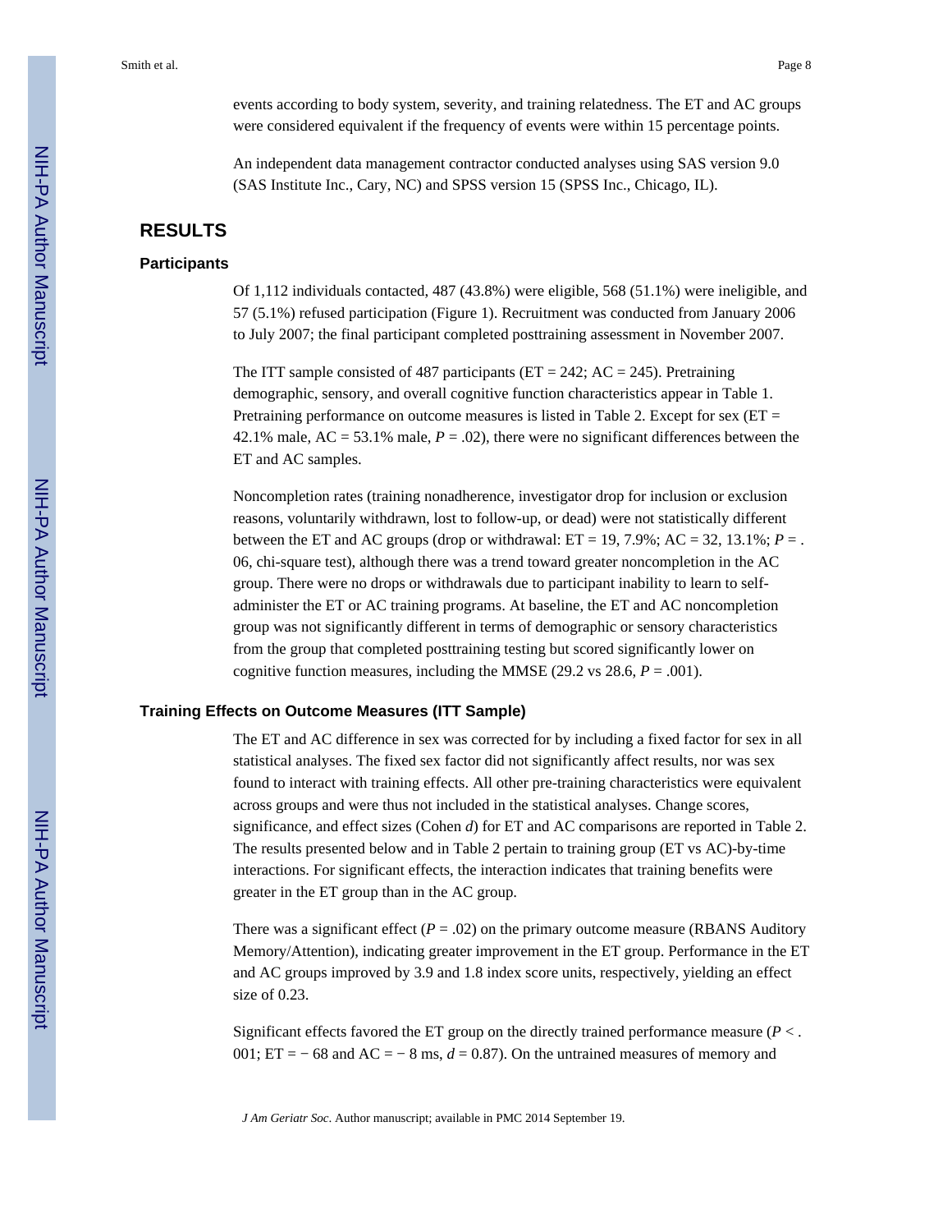events according to body system, severity, and training relatedness. The ET and AC groups were considered equivalent if the frequency of events were within 15 percentage points.

An independent data management contractor conducted analyses using SAS version 9.0 (SAS Institute Inc., Cary, NC) and SPSS version 15 (SPSS Inc., Chicago, IL).

## RESULTS

### Participants

Of 1,112 individuals contacted, 487 (43.8%) were eligible, 568 (51.1%) were ineligible, and 57 (5.1%) refused participation (Figure 1). Recruitment was conducted from January 2006 to July 2007; the final participant completed posttraining assessment in November 2007.

The ITT sample consisted of 487 participants (ET = 242; AC = 245). Pretraining demographic, sensory, and overall cognitive function characteristics appear in Table 1. Pretraining performance on outcome measures is listed in Table 2. Except for sex (ET = 42.1% male, AC = 53.1% male, $P = .02$), there were no significant differences between the ET and AC samples.

Noncompletion rates (training nonadherence, investigator drop for inclusion or exclusion reasons, voluntarily withdrawn, lost to follow-up, or dead) were not statistically different between the ET and AC groups (drop or withdrawal: ET = 19, 7.9%; AC = 32, 13.1%; $P = .06$, chi-square test), although there was a trend toward greater noncompletion in the AC group. There were no drops or withdrawals due to participant inability to learn to self-administer the ET or AC training programs. At baseline, the ET and AC noncompletion group was not significantly different in terms of demographic or sensory characteristics from the group that completed posttraining testing but scored significantly lower on cognitive function measures, including the MMSE (29.2 vs 28.6, $P = .001$).

### Training Effects on Outcome Measures (ITT Sample)

The ET and AC difference in sex was corrected for by including a fixed factor for sex in all statistical analyses. The fixed sex factor did not significantly affect results, nor was sex found to interact with training effects. All other pre-training characteristics were equivalent across groups and were thus not included in the statistical analyses. Change scores, significance, and effect sizes (Cohen *d*) for ET and AC comparisons are reported in Table 2. The results presented below and in Table 2 pertain to training group (ET vs AC)-by-time interactions. For significant effects, the interaction indicates that training benefits were greater in the ET group than in the AC group.

There was a significant effect ($P = .02$) on the primary outcome measure (RBANS Auditory Memory/Attention), indicating greater improvement in the ET group. Performance in the ET and AC groups improved by 3.9 and 1.8 index score units, respectively, yielding an effect size of 0.23.

Significant effects favored the ET group on the directly trained performance measure ($P < .001$; ET = − 68 and AC = − 8 ms, $d = 0.87$). On the untrained measures of memory and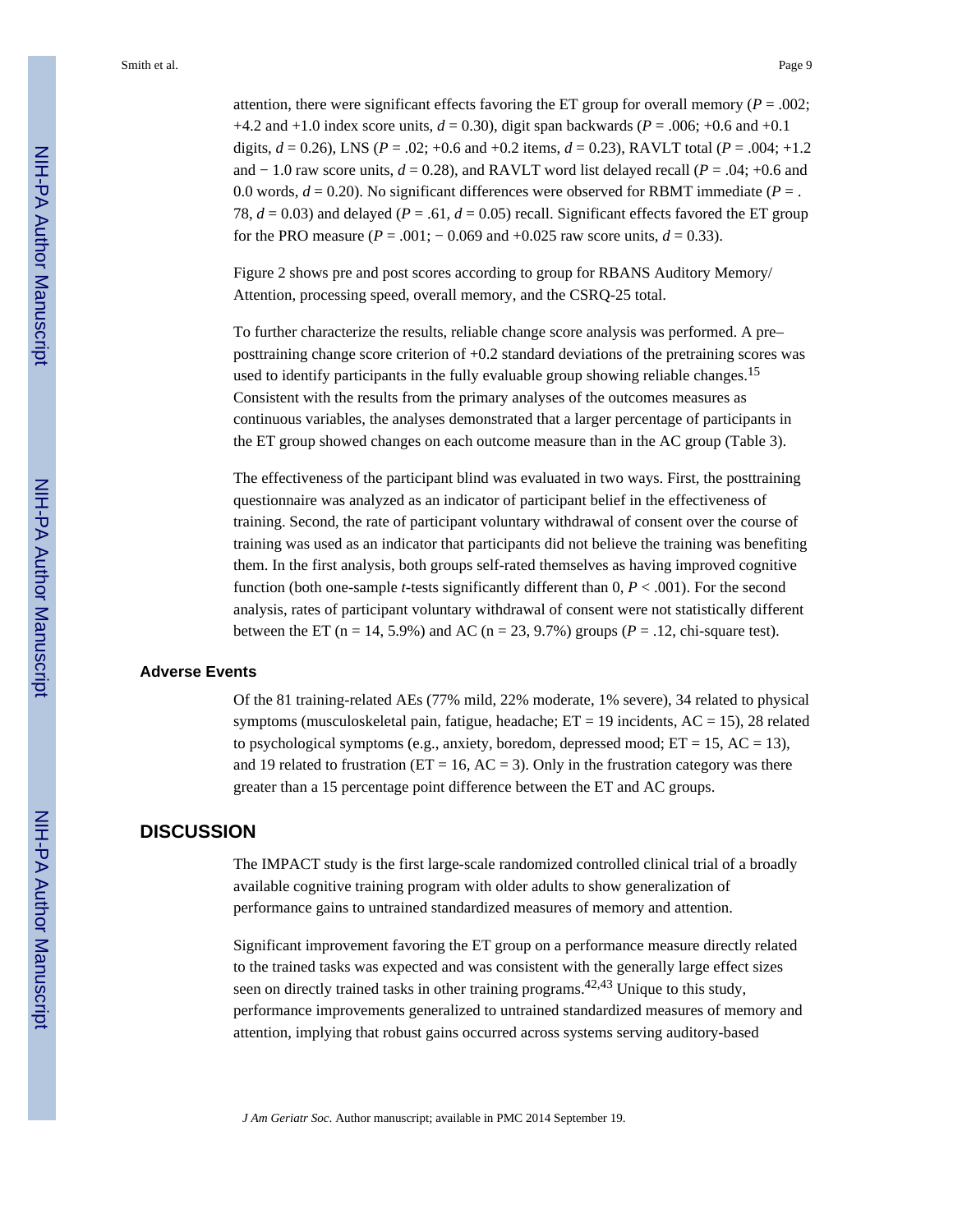attention, there were significant effects favoring the ET group for overall memory ($P = .002$; +4.2 and +1.0 index score units, $d = 0.30$), digit span backwards ($P = .006$; +0.6 and +0.1 digits, $d = 0.26$), LNS ($P = .02$; +0.6 and +0.2 items, $d = 0.23$), RAVLT total ($P = .004$; +1.2 and − 1.0 raw score units, $d = 0.28$), and RAVLT word list delayed recall ($P = .04$; +0.6 and 0.0 words, $d = 0.20$). No significant differences were observed for RBMT immediate ($P = .78$, $d = 0.03$) and delayed ($P = .61$, $d = 0.05$) recall. Significant effects favored the ET group for the PRO measure ($P = .001$; − 0.069 and +0.025 raw score units, $d = 0.33$).

Figure 2 shows pre and post scores according to group for RBANS Auditory Memory/Attention, processing speed, overall memory, and the CSRQ-25 total.

To further characterize the results, reliable change score analysis was performed. A pre–posttraining change score criterion of +0.2 standard deviations of the pretraining scores was used to identify participants in the fully evaluable group showing reliable changes.[15] Consistent with the results from the primary analyses of the outcomes measures as continuous variables, the analyses demonstrated that a larger percentage of participants in the ET group showed changes on each outcome measure than in the AC group (Table 3).

The effectiveness of the participant blind was evaluated in two ways. First, the posttraining questionnaire was analyzed as an indicator of participant belief in the effectiveness of training. Second, the rate of participant voluntary withdrawal of consent over the course of training was used as an indicator that participants did not believe the training was benefiting them. In the first analysis, both groups self-rated themselves as having improved cognitive function (both one-sample *t*-tests significantly different than 0, $P < .001$). For the second analysis, rates of participant voluntary withdrawal of consent were not statistically different between the ET (n = 14, 5.9%) and AC (n = 23, 9.7%) groups ($P = .12$, chi-square test).

### Adverse Events

Of the 81 training-related AEs (77% mild, 22% moderate, 1% severe), 34 related to physical symptoms (musculoskeletal pain, fatigue, headache; ET = 19 incidents, AC = 15), 28 related to psychological symptoms (e.g., anxiety, boredom, depressed mood; ET = 15, AC = 13), and 19 related to frustration (ET = 16, AC = 3). Only in the frustration category was there greater than a 15 percentage point difference between the ET and AC groups.

## DISCUSSION

The IMPACT study is the first large-scale randomized controlled clinical trial of a broadly available cognitive training program with older adults to show generalization of performance gains to untrained standardized measures of memory and attention.

Significant improvement favoring the ET group on a performance measure directly related to the trained tasks was expected and was consistent with the generally large effect sizes seen on directly trained tasks in other training programs.[42,43] Unique to this study, performance improvements generalized to untrained standardized measures of memory and attention, implying that robust gains occurred across systems serving auditory-based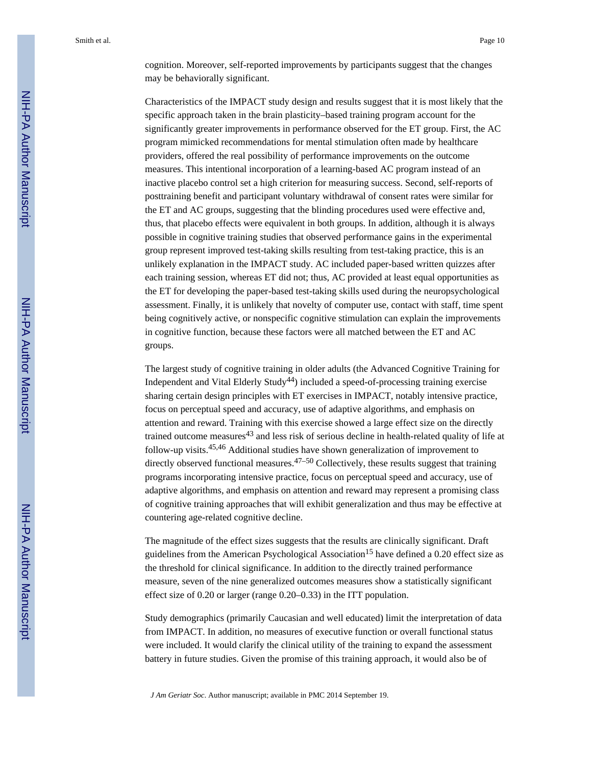cognition. Moreover, self-reported improvements by participants suggest that the changes may be behaviorally significant.

Characteristics of the IMPACT study design and results suggest that it is most likely that the specific approach taken in the brain plasticity–based training program account for the significantly greater improvements in performance observed for the ET group. First, the AC program mimicked recommendations for mental stimulation often made by healthcare providers, offered the real possibility of performance improvements on the outcome measures. This intentional incorporation of a learning-based AC program instead of an inactive placebo control set a high criterion for measuring success. Second, self-reports of posttraining benefit and participant voluntary withdrawal of consent rates were similar for the ET and AC groups, suggesting that the blinding procedures used were effective and, thus, that placebo effects were equivalent in both groups. In addition, although it is always possible in cognitive training studies that observed performance gains in the experimental group represent improved test-taking skills resulting from test-taking practice, this is an unlikely explanation in the IMPACT study. AC included paper-based written quizzes after each training session, whereas ET did not; thus, AC provided at least equal opportunities as the ET for developing the paper-based test-taking skills used during the neuropsychological assessment. Finally, it is unlikely that novelty of computer use, contact with staff, time spent being cognitively active, or nonspecific cognitive stimulation can explain the improvements in cognitive function, because these factors were all matched between the ET and AC groups.

The largest study of cognitive training in older adults (the Advanced Cognitive Training for Independent and Vital Elderly Study[44]) included a speed-of-processing training exercise sharing certain design principles with ET exercises in IMPACT, notably intensive practice, focus on perceptual speed and accuracy, use of adaptive algorithms, and emphasis on attention and reward. Training with this exercise showed a large effect size on the directly trained outcome measures[43] and less risk of serious decline in health-related quality of life at follow-up visits.[45,46] Additional studies have shown generalization of improvement to directly observed functional measures.[47–50] Collectively, these results suggest that training programs incorporating intensive practice, focus on perceptual speed and accuracy, use of adaptive algorithms, and emphasis on attention and reward may represent a promising class of cognitive training approaches that will exhibit generalization and thus may be effective at countering age-related cognitive decline.

The magnitude of the effect sizes suggests that the results are clinically significant. Draft guidelines from the American Psychological Association[15] have defined a 0.20 effect size as the threshold for clinical significance. In addition to the directly trained performance measure, seven of the nine generalized outcomes measures show a statistically significant effect size of 0.20 or larger (range 0.20–0.33) in the ITT population.

Study demographics (primarily Caucasian and well educated) limit the interpretation of data from IMPACT. In addition, no measures of executive function or overall functional status were included. It would clarify the clinical utility of the training to expand the assessment battery in future studies. Given the promise of this training approach, it would also be of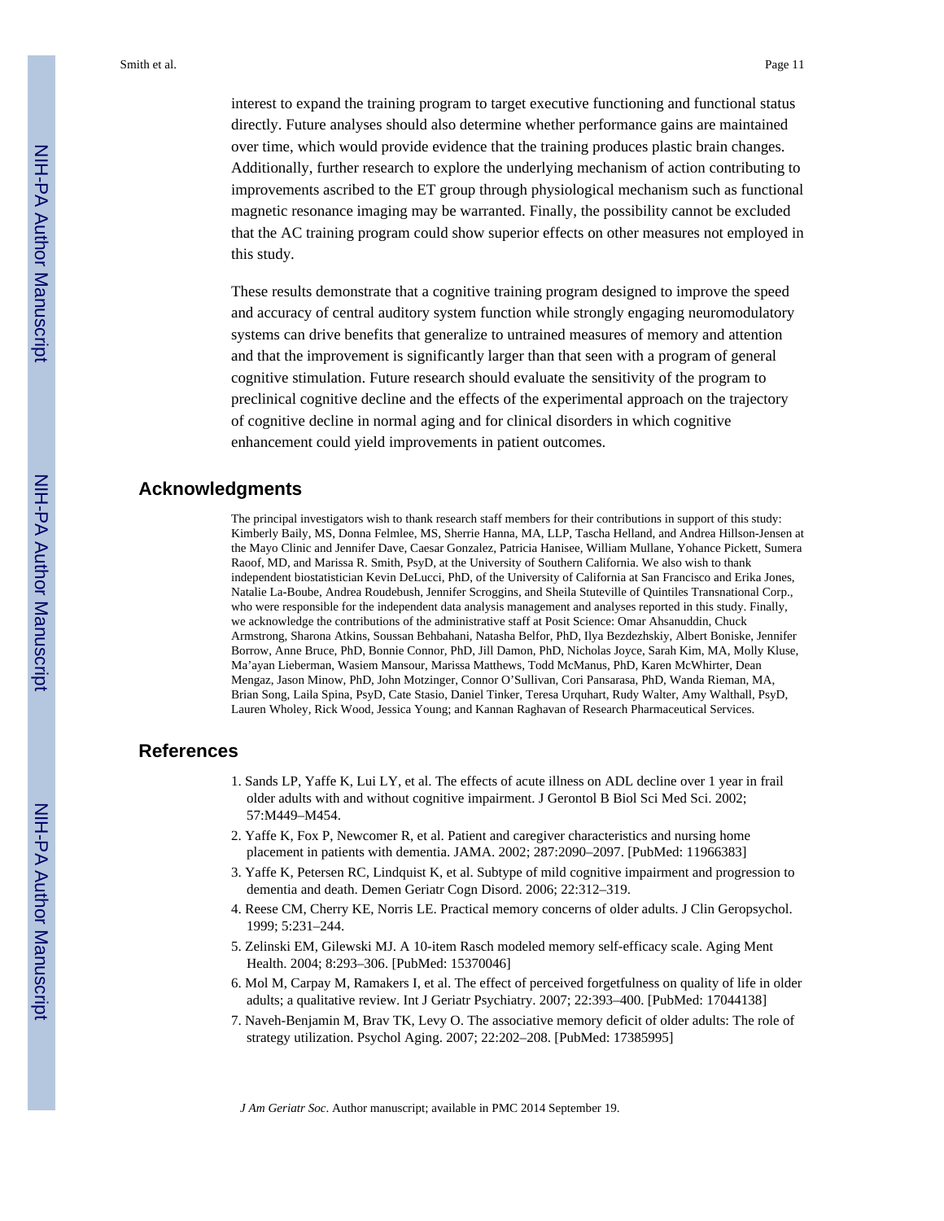interest to expand the training program to target executive functioning and functional status directly. Future analyses should also determine whether performance gains are maintained over time, which would provide evidence that the training produces plastic brain changes. Additionally, further research to explore the underlying mechanism of action contributing to improvements ascribed to the ET group through physiological mechanism such as functional magnetic resonance imaging may be warranted. Finally, the possibility cannot be excluded that the AC training program could show superior effects on other measures not employed in this study.

These results demonstrate that a cognitive training program designed to improve the speed and accuracy of central auditory system function while strongly engaging neuromodulatory systems can drive benefits that generalize to untrained measures of memory and attention and that the improvement is significantly larger than that seen with a program of general cognitive stimulation. Future research should evaluate the sensitivity of the program to preclinical cognitive decline and the effects of the experimental approach on the trajectory of cognitive decline in normal aging and for clinical disorders in which cognitive enhancement could yield improvements in patient outcomes.

## Acknowledgments

The principal investigators wish to thank research staff members for their contributions in support of this study: Kimberly Baily, MS, Donna Felmlee, MS, Sherrie Hanna, MA, LLP, Tascha Helland, and Andrea Hillson-Jensen at the Mayo Clinic and Jennifer Dave, Caesar Gonzalez, Patricia Hanisee, William Mullane, Yohance Pickett, Sumera Raoof, MD, and Marissa R. Smith, PsyD, at the University of Southern California. We also wish to thank independent biostatistician Kevin DeLucci, PhD, of the University of California at San Francisco and Erika Jones, Natalie La-Boube, Andrea Roudebush, Jennifer Scroggins, and Sheila Stuteville of Quintiles Transnational Corp., who were responsible for the independent data analysis management and analyses reported in this study. Finally, we acknowledge the contributions of the administrative staff at Posit Science: Omar Ahsanuddin, Chuck Armstrong, Sharona Atkins, Soussan Behbahani, Natasha Belfor, PhD, Ilya Bezdezhskiy, Albert Boniske, Jennifer Borrow, Anne Bruce, PhD, Bonnie Connor, PhD, Jill Damon, PhD, Nicholas Joyce, Sarah Kim, MA, Molly Kluse, Ma'ayan Lieberman, Wasiem Mansour, Marissa Matthews, Todd McManus, PhD, Karen McWhirter, Dean Mengaz, Jason Minow, PhD, John Motzinger, Connor O'Sullivan, Cori Pansarasa, PhD, Wanda Rieman, MA, Brian Song, Laila Spina, PsyD, Cate Stasio, Daniel Tinker, Teresa Urquhart, Rudy Walter, Amy Walthall, PsyD, Lauren Wholey, Rick Wood, Jessica Young; and Kannan Raghavan of Research Pharmaceutical Services.

## References

1. Sands LP, Yaffe K, Lui LY, et al. The effects of acute illness on ADL decline over 1 year in frail older adults with and without cognitive impairment. J Gerontol B Biol Sci Med Sci. 2002; 57:M449–M454.
2. Yaffe K, Fox P, Newcomer R, et al. Patient and caregiver characteristics and nursing home placement in patients with dementia. JAMA. 2002; 287:2090–2097. [PubMed: 11966383]
3. Yaffe K, Petersen RC, Lindquist K, et al. Subtype of mild cognitive impairment and progression to dementia and death. Demen Geriatr Cogn Disord. 2006; 22:312–319.
4. Reese CM, Cherry KE, Norris LE. Practical memory concerns of older adults. J Clin Geropsychol. 1999; 5:231–244.
5. Zelinski EM, Gilewski MJ. A 10-item Rasch modeled memory self-efficacy scale. Aging Ment Health. 2004; 8:293–306. [PubMed: 15370046]
6. Mol M, Carpay M, Ramakers I, et al. The effect of perceived forgetfulness on quality of life in older adults; a qualitative review. Int J Geriatr Psychiatry. 2007; 22:393–400. [PubMed: 17044138]
7. Naveh-Benjamin M, Brav TK, Levy O. The associative memory deficit of older adults: The role of strategy utilization. Psychol Aging. 2007; 22:202–208. [PubMed: 17385995]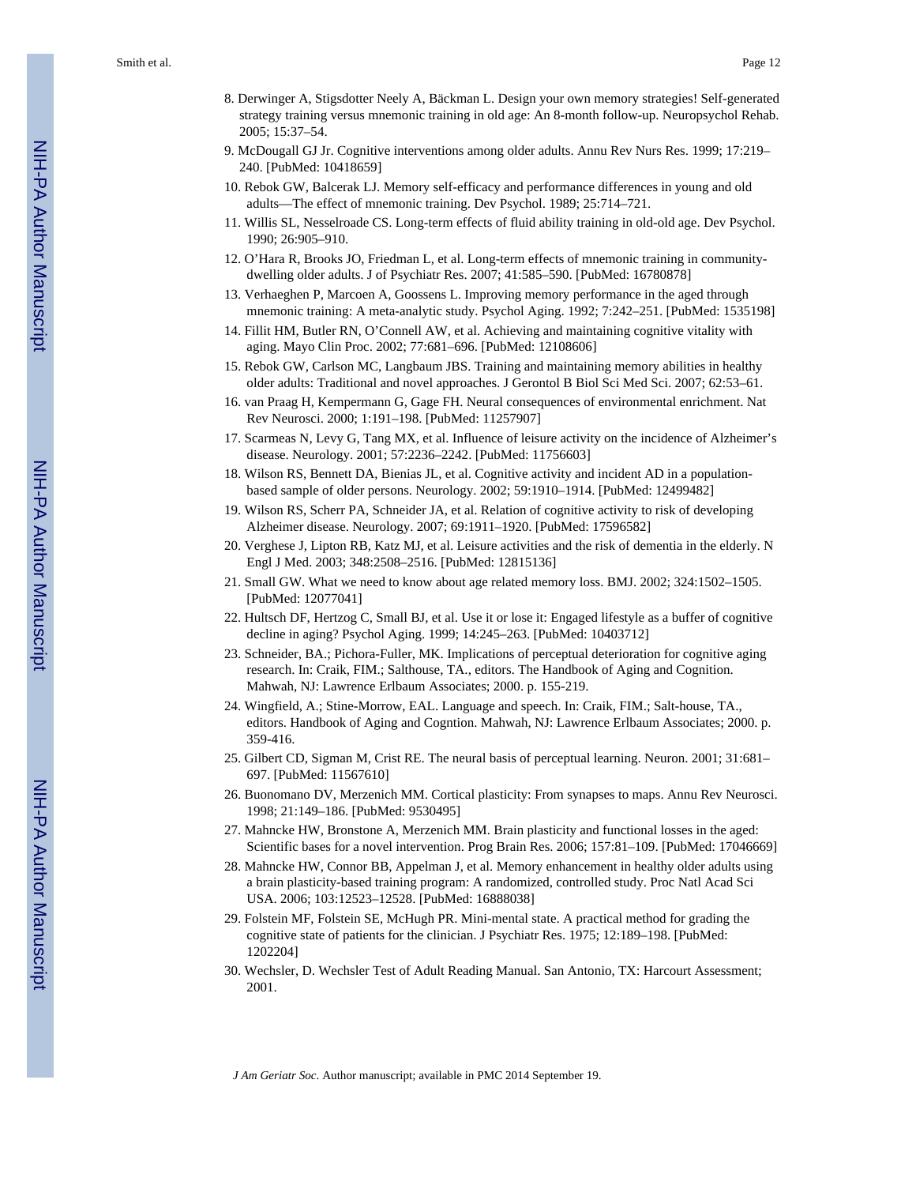8. Derwinger A, Stigsdotter Neely A, Bäckman L. Design your own memory strategies! Self-generated strategy training versus mnemonic training in old age: An 8-month follow-up. Neuropsychol Rehab. 2005; 15:37–54.
9. McDougall GJ Jr. Cognitive interventions among older adults. Annu Rev Nurs Res. 1999; 17:219–240. [PubMed: 10418659]
10. Rebok GW, Balcerak LJ. Memory self-efficacy and performance differences in young and old adults—The effect of mnemonic training. Dev Psychol. 1989; 25:714–721.
11. Willis SL, Nesselroade CS. Long-term effects of fluid ability training in old-old age. Dev Psychol. 1990; 26:905–910.
12. O'Hara R, Brooks JO, Friedman L, et al. Long-term effects of mnemonic training in community-dwelling older adults. J of Psychiatr Res. 2007; 41:585–590. [PubMed: 16780878]
13. Verhaeghen P, Marcoen A, Goossens L. Improving memory performance in the aged through mnemonic training: A meta-analytic study. Psychol Aging. 1992; 7:242–251. [PubMed: 1535198]
14. Fillit HM, Butler RN, O'Connell AW, et al. Achieving and maintaining cognitive vitality with aging. Mayo Clin Proc. 2002; 77:681–696. [PubMed: 12108606]
15. Rebok GW, Carlson MC, Langbaum JBS. Training and maintaining memory abilities in healthy older adults: Traditional and novel approaches. J Gerontol B Biol Sci Med Sci. 2007; 62:53–61.
16. van Praag H, Kempermann G, Gage FH. Neural consequences of environmental enrichment. Nat Rev Neurosci. 2000; 1:191–198. [PubMed: 11257907]
17. Scarmeas N, Levy G, Tang MX, et al. Influence of leisure activity on the incidence of Alzheimer's disease. Neurology. 2001; 57:2236–2242. [PubMed: 11756603]
18. Wilson RS, Bennett DA, Bienias JL, et al. Cognitive activity and incident AD in a population-based sample of older persons. Neurology. 2002; 59:1910–1914. [PubMed: 12499482]
19. Wilson RS, Scherr PA, Schneider JA, et al. Relation of cognitive activity to risk of developing Alzheimer disease. Neurology. 2007; 69:1911–1920. [PubMed: 17596582]
20. Verghese J, Lipton RB, Katz MJ, et al. Leisure activities and the risk of dementia in the elderly. N Engl J Med. 2003; 348:2508–2516. [PubMed: 12815136]
21. Small GW. What we need to know about age related memory loss. BMJ. 2002; 324:1502–1505. [PubMed: 12077041]
22. Hultsch DF, Hertzog C, Small BJ, et al. Use it or lose it: Engaged lifestyle as a buffer of cognitive decline in aging? Psychol Aging. 1999; 14:245–263. [PubMed: 10403712]
23. Schneider, BA.; Pichora-Fuller, MK. Implications of perceptual deterioration for cognitive aging research. In: Craik, FIM.; Salthouse, TA., editors. The Handbook of Aging and Cognition. Mahwah, NJ: Lawrence Erlbaum Associates; 2000. p. 155-219.
24. Wingfield, A.; Stine-Morrow, EAL. Language and speech. In: Craik, FIM.; Salt-house, TA., editors. Handbook of Aging and Cogntion. Mahwah, NJ: Lawrence Erlbaum Associates; 2000. p. 359-416.
25. Gilbert CD, Sigman M, Crist RE. The neural basis of perceptual learning. Neuron. 2001; 31:681–697. [PubMed: 11567610]
26. Buonomano DV, Merzenich MM. Cortical plasticity: From synapses to maps. Annu Rev Neurosci. 1998; 21:149–186. [PubMed: 9530495]
27. Mahncke HW, Bronstone A, Merzenich MM. Brain plasticity and functional losses in the aged: Scientific bases for a novel intervention. Prog Brain Res. 2006; 157:81–109. [PubMed: 17046669]
28. Mahncke HW, Connor BB, Appelman J, et al. Memory enhancement in healthy older adults using a brain plasticity-based training program: A randomized, controlled study. Proc Natl Acad Sci USA. 2006; 103:12523–12528. [PubMed: 16888038]
29. Folstein MF, Folstein SE, McHugh PR. Mini-mental state. A practical method for grading the cognitive state of patients for the clinician. J Psychiatr Res. 1975; 12:189–198. [PubMed: 1202204]
30. Wechsler, D. Wechsler Test of Adult Reading Manual. San Antonio, TX: Harcourt Assessment; 2001.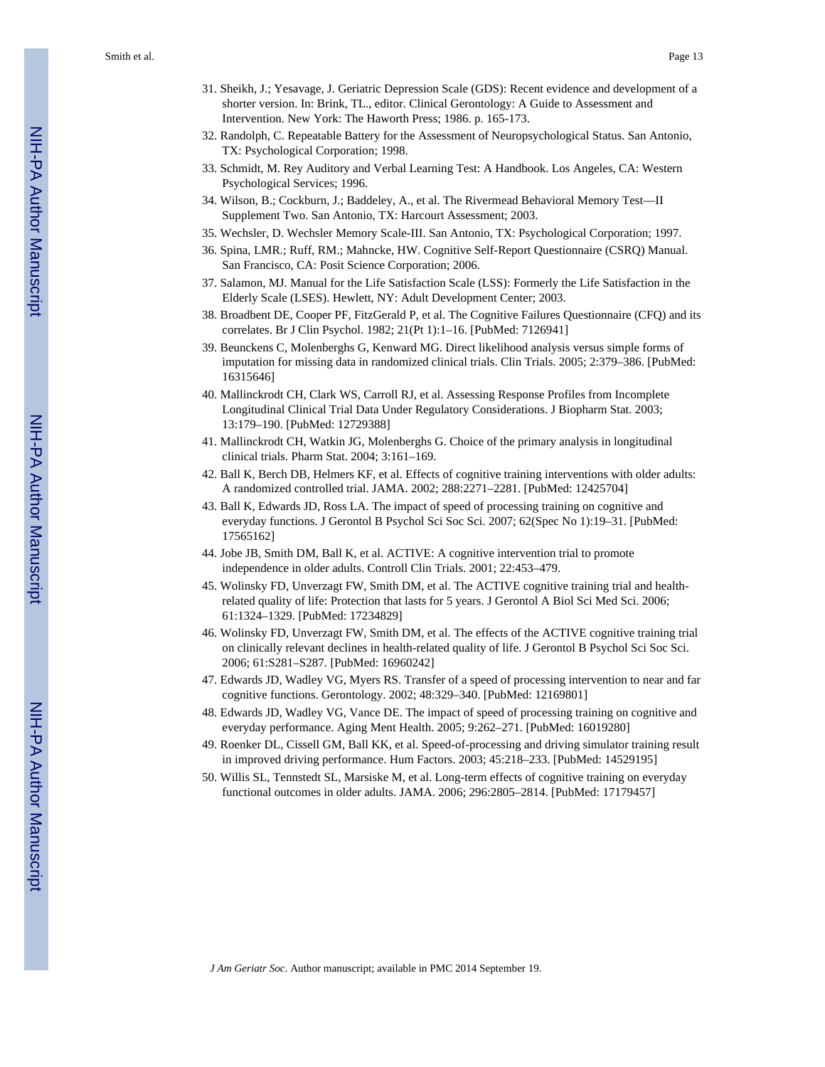31. Sheikh, J.; Yesavage, J. Geriatric Depression Scale (GDS): Recent evidence and development of a shorter version. In: Brink, TL., editor. Clinical Gerontology: A Guide to Assessment and Intervention. New York: The Haworth Press; 1986. p. 165-173.
32. Randolph, C. Repeatable Battery for the Assessment of Neuropsychological Status. San Antonio, TX: Psychological Corporation; 1998.
33. Schmidt, M. Rey Auditory and Verbal Learning Test: A Handbook. Los Angeles, CA: Western Psychological Services; 1996.
34. Wilson, B.; Cockburn, J.; Baddeley, A., et al. The Rivermead Behavioral Memory Test—II Supplement Two. San Antonio, TX: Harcourt Assessment; 2003.
35. Wechsler, D. Wechsler Memory Scale-III. San Antonio, TX: Psychological Corporation; 1997.
36. Spina, LMR.; Ruff, RM.; Mahncke, HW. Cognitive Self-Report Questionnaire (CSRQ) Manual. San Francisco, CA: Posit Science Corporation; 2006.
37. Salamon, MJ. Manual for the Life Satisfaction Scale (LSS): Formerly the Life Satisfaction in the Elderly Scale (LSES). Hewlett, NY: Adult Development Center; 2003.
38. Broadbent DE, Cooper PF, FitzGerald P, et al. The Cognitive Failures Questionnaire (CFQ) and its correlates. Br J Clin Psychol. 1982; 21(Pt 1):1–16. [PubMed: 7126941]
39. Beunckens C, Molenberghs G, Kenward MG. Direct likelihood analysis versus simple forms of imputation for missing data in randomized clinical trials. Clin Trials. 2005; 2:379–386. [PubMed: 16315646]
40. Mallinckrodt CH, Clark WS, Carroll RJ, et al. Assessing Response Profiles from Incomplete Longitudinal Clinical Trial Data Under Regulatory Considerations. J Biopharm Stat. 2003; 13:179–190. [PubMed: 12729388]
41. Mallinckrodt CH, Watkin JG, Molenberghs G. Choice of the primary analysis in longitudinal clinical trials. Pharm Stat. 2004; 3:161–169.
42. Ball K, Berch DB, Helmers KF, et al. Effects of cognitive training interventions with older adults: A randomized controlled trial. JAMA. 2002; 288:2271–2281. [PubMed: 12425704]
43. Ball K, Edwards JD, Ross LA. The impact of speed of processing training on cognitive and everyday functions. J Gerontol B Psychol Sci Soc Sci. 2007; 62(Spec No 1):19–31. [PubMed: 17565162]
44. Jobe JB, Smith DM, Ball K, et al. ACTIVE: A cognitive intervention trial to promote independence in older adults. Controll Clin Trials. 2001; 22:453–479.
45. Wolinsky FD, Unverzagt FW, Smith DM, et al. The ACTIVE cognitive training trial and health-related quality of life: Protection that lasts for 5 years. J Gerontol A Biol Sci Med Sci. 2006; 61:1324–1329. [PubMed: 17234829]
46. Wolinsky FD, Unverzagt FW, Smith DM, et al. The effects of the ACTIVE cognitive training trial on clinically relevant declines in health-related quality of life. J Gerontol B Psychol Sci Soc Sci. 2006; 61:S281–S287. [PubMed: 16960242]
47. Edwards JD, Wadley VG, Myers RS. Transfer of a speed of processing intervention to near and far cognitive functions. Gerontology. 2002; 48:329–340. [PubMed: 12169801]
48. Edwards JD, Wadley VG, Vance DE. The impact of speed of processing training on cognitive and everyday performance. Aging Ment Health. 2005; 9:262–271. [PubMed: 16019280]
49. Roenker DL, Cissell GM, Ball KK, et al. Speed-of-processing and driving simulator training result in improved driving performance. Hum Factors. 2003; 45:218–233. [PubMed: 14529195]
50. Willis SL, Tennstedt SL, Marsiske M, et al. Long-term effects of cognitive training on everyday functional outcomes in older adults. JAMA. 2006; 296:2805–2814. [PubMed: 17179457]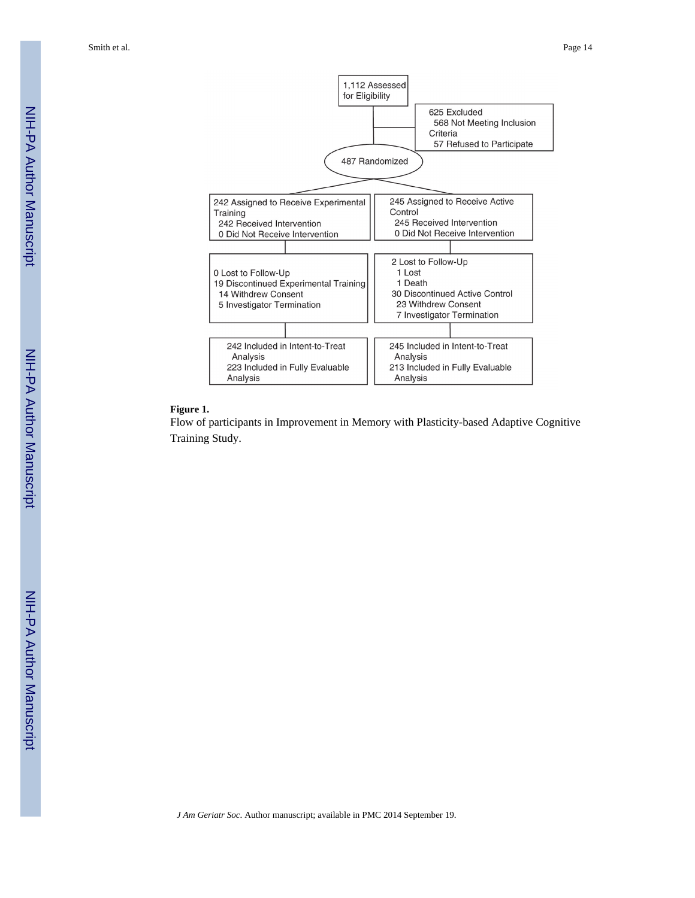1,112 Assessed for Eligibility

625 Excluded
- 568 Not Meeting Inclusion Criteria
- 57 Refused to Participate

487 Randomized

| Experimental Training | Active Control |
| --- | --- |
| 242 Assigned to Receive Experimental Training<br>242 Received Intervention<br>0 Did Not Receive Intervention | 245 Assigned to Receive Active Control<br>245 Received Intervention<br>0 Did Not Receive Intervention |
| 0 Lost to Follow-Up<br>19 Discontinued Experimental Training<br>14 Withdrew Consent<br>5 Investigator Termination | 2 Lost to Follow-Up<br>1 Lost<br>1 Death<br>30 Discontinued Active Control<br>23 Withdrew Consent<br>7 Investigator Termination |
| 242 Included in Intent-to-Treat Analysis<br>223 Included in Fully Evaluable Analysis | 245 Included in Intent-to-Treat Analysis<br>213 Included in Fully Evaluable Analysis |

**Figure 1.**

Flow of participants in Improvement in Memory with Plasticity-based Adaptive Cognitive Training Study.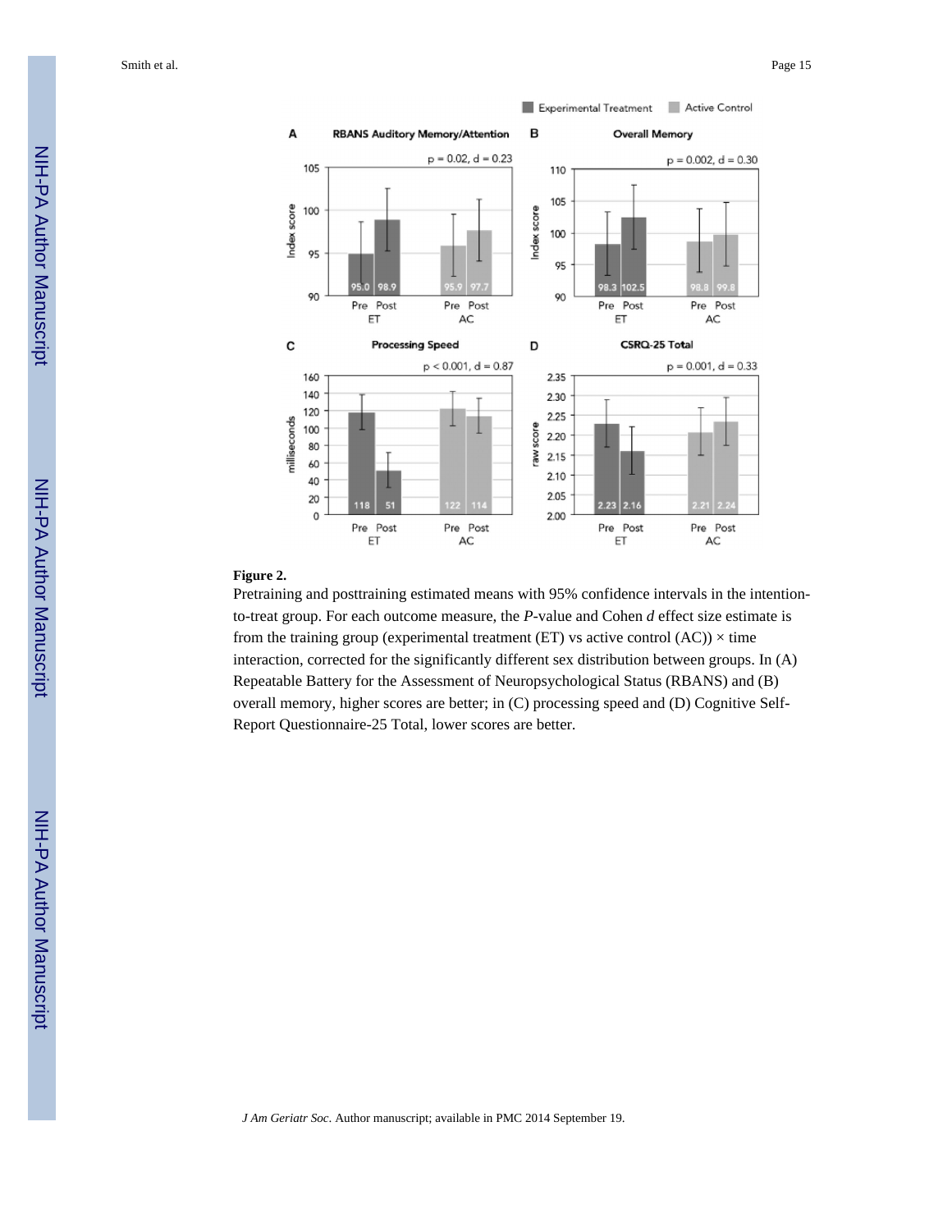**Figure 2.**

Pretraining and posttraining estimated means with 95% confidence intervals in the intention-to-treat group. For each outcome measure, the *P*-value and Cohen *d* effect size estimate is from the training group (experimental treatment (ET) vs active control (AC)) × time interaction, corrected for the significantly different sex distribution between groups. In (A) Repeatable Battery for the Assessment of Neuropsychological Status (RBANS) and (B) overall memory, higher scores are better; in (C) processing speed and (D) Cognitive Self-Report Questionnaire-25 Total, lower scores are better.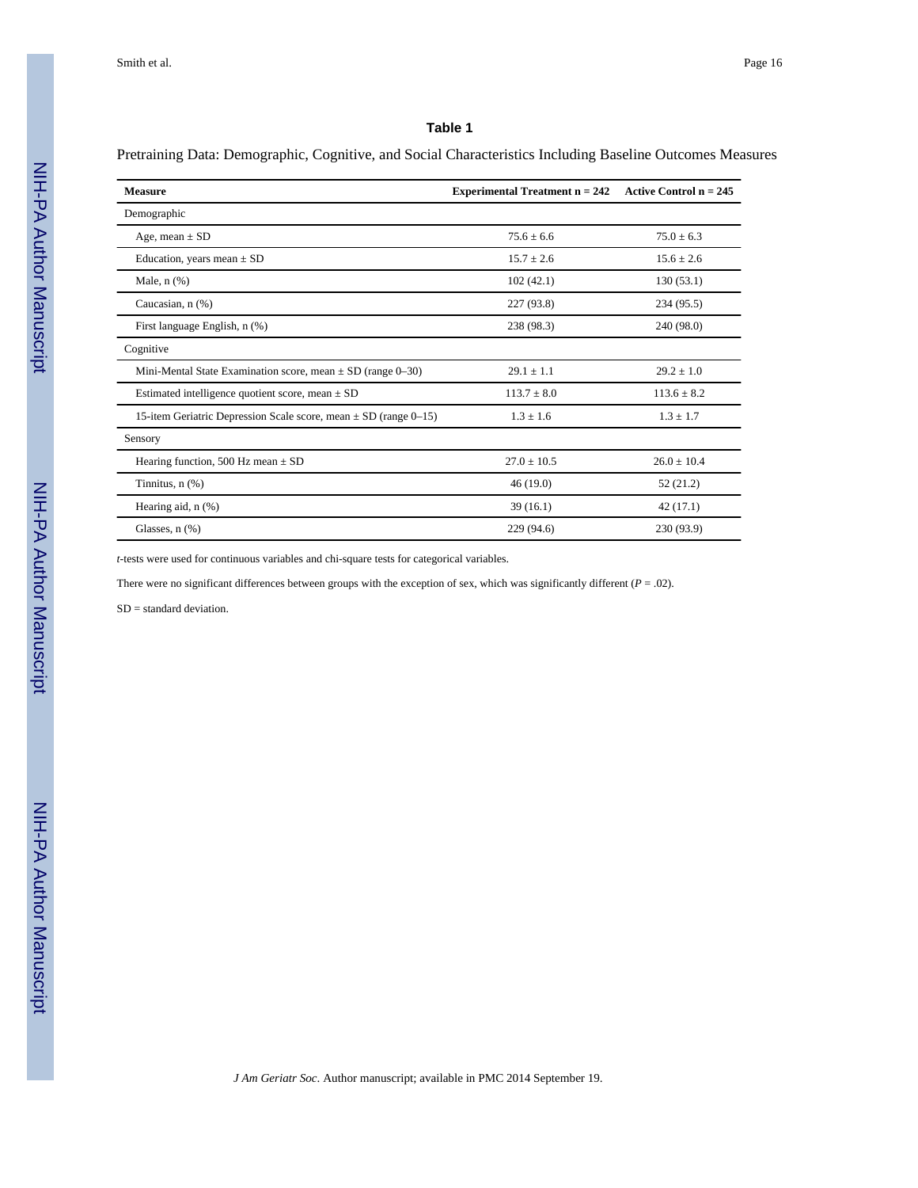## Table 1

Pretraining Data: Demographic, Cognitive, and Social Characteristics Including Baseline Outcomes Measures

| Measure | Experimental Treatment n = 242 | Active Control n = 245 |
|---|---|---|
| Demographic | | |
| Age, mean ± SD | 75.6 ± 6.6 | 75.0 ± 6.3 |
| Education, years mean ± SD | 15.7 ± 2.6 | 15.6 ± 2.6 |
| Male, n (%) | 102 (42.1) | 130 (53.1) |
| Caucasian, n (%) | 227 (93.8) | 234 (95.5) |
| First language English, n (%) | 238 (98.3) | 240 (98.0) |
| Cognitive | | |
| Mini-Mental State Examination score, mean ± SD (range 0–30) | 29.1 ± 1.1 | 29.2 ± 1.0 |
| Estimated intelligence quotient score, mean ± SD | 113.7 ± 8.0 | 113.6 ± 8.2 |
| 15-item Geriatric Depression Scale score, mean ± SD (range 0–15) | 1.3 ± 1.6 | 1.3 ± 1.7 |
| Sensory | | |
| Hearing function, 500 Hz mean ± SD | 27.0 ± 10.5 | 26.0 ± 10.4 |
| Tinnitus, n (%) | 46 (19.0) | 52 (21.2) |
| Hearing aid, n (%) | 39 (16.1) | 42 (17.1) |
| Glasses, n (%) | 229 (94.6) | 230 (93.9) |

*t*-tests were used for continuous variables and chi-square tests for categorical variables.

There were no significant differences between groups with the exception of sex, which was significantly different ($P = .02$).

SD = standard deviation.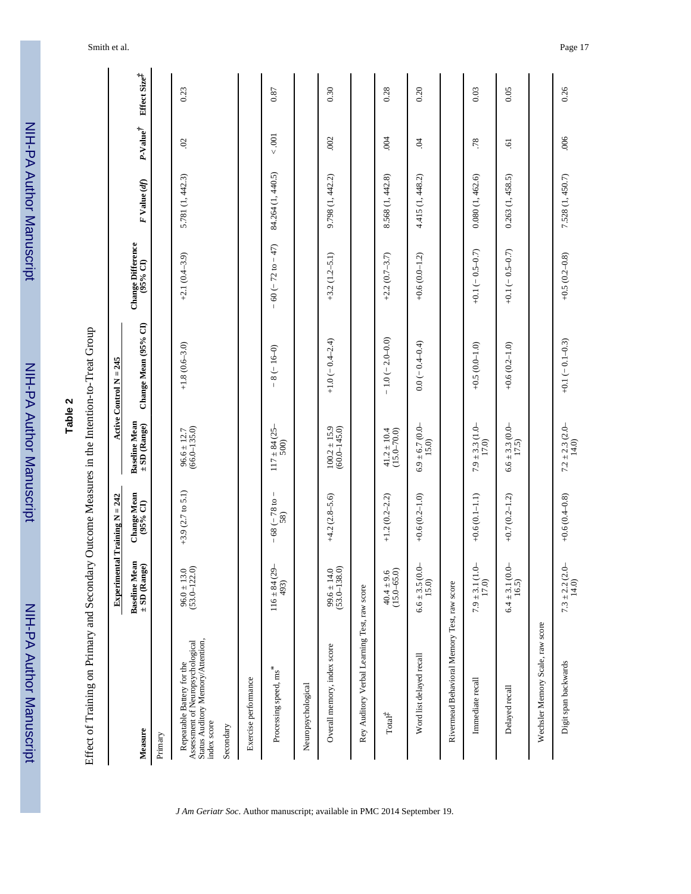**Table 2**

Effect of Training on Primary and Secondary Outcome Measures in the Intention-to-Treat Group

| Measure | Experimental Training N = 242 | | Active Control N = 245 | | Change Difference (95% CI) | *F* Value (*df*) | *P*-Value[†] | Effect Size[‡] |
|---|---|---|---|---|---|---|---|---|
| | Baseline Mean ± SD (Range) | Change Mean (95% CI) | Baseline Mean ± SD (Range) | Change Mean (95% CI) | | | | |
| Primary | | | | | | | | |
| Repeatable Battery for the Assessment of Neuropsychological Status Auditory Memory/Attention, index score | 96.0 ± 13.0 (53.0–122.0) | +3.9 (2.7 to 5.1) | 96.6 ± 12.7 (66.0–135.0) | +1.8 (0.6–3.0) | +2.1 (0.4–3.9) | 5.781 (1, 442.3) | .02 | 0.23 |
| Secondary | | | | | | | | |
| Exercise performance | | | | | | | | |
| Processing speed, ms* | 116 ± 84 (29–493) | − 68 (− 78 to − 58) | 117 ± 84 (25–500) | − 8 (− 16–0) | − 60 (− 72 to − 47) | 84.264 (1, 440.5) | < .001 | 0.87 |
| Neuropsychological | | | | | | | | |
| Overall memory, index score | 99.6 ± 14.0 (53.0–138.0) | +4.2 (2.8–5.6) | 100.2 ± 15.9 (60.0–145.0) | +1.0 (− 0.4–2.4) | +3.2 (1.2–5.1) | 9.798 (1, 442.2) | .002 | 0.30 |
| Rey Auditory Verbal Learning Test, raw score | | | | | | | | |
| Total[‡] | 40.4 ± 9.6 (15.0–65.0) | +1.2 (0.2–2.2) | 41.2 ± 10.4 (15.0–70.0) | − 1.0 (− 2.0–0.0) | +2.2 (0.7–3.7) | 8.568 (1, 442.8) | .004 | 0.28 |
| Word list delayed recall | 6.6 ± 3.5 (0.0–15.0) | +0.6 (0.2–1.0) | 6.9 ± 6.7 (0.0–15.0) | 0.0 (− 0.4–0.4) | +0.6 (0.0–1.2) | 4.415 (1, 448.2) | .04 | 0.20 |
| Rivermead Behavioral Memory Test, raw score | | | | | | | | |
| Immediate recall | 7.9 ± 3.1 (1.0–17.0) | +0.6 (0.1–1.1) | 7.9 ± 3.3 (1.0–17.0) | +0.5 (0.0–1.0) | +0.1 (− 0.5–0.7) | 0.080 (1, 462.6) | .78 | 0.03 |
| Delayed recall | 6.4 ± 3.1 (0.0–16.5) | +0.7 (0.2–1.2) | 6.6 ± 3.3 (0.0–17.5) | +0.6 (0.2–1.0) | +0.1 (− 0.5–0.7) | 0.263 (1, 458.5) | .61 | 0.05 |
| Wechsler Memory Scale, raw score | | | | | | | | |
| Digit span backwards | 7.3 ± 2.2 (2.0–14.0) | +0.6 (0.4–0.8) | 7.2 ± 2.3 (2.0–14.0) | +0.1 (− 0.1–0.3) | +0.5 (0.2–0.8) | 7.528 (1, 450.7) | .006 | 0.26 |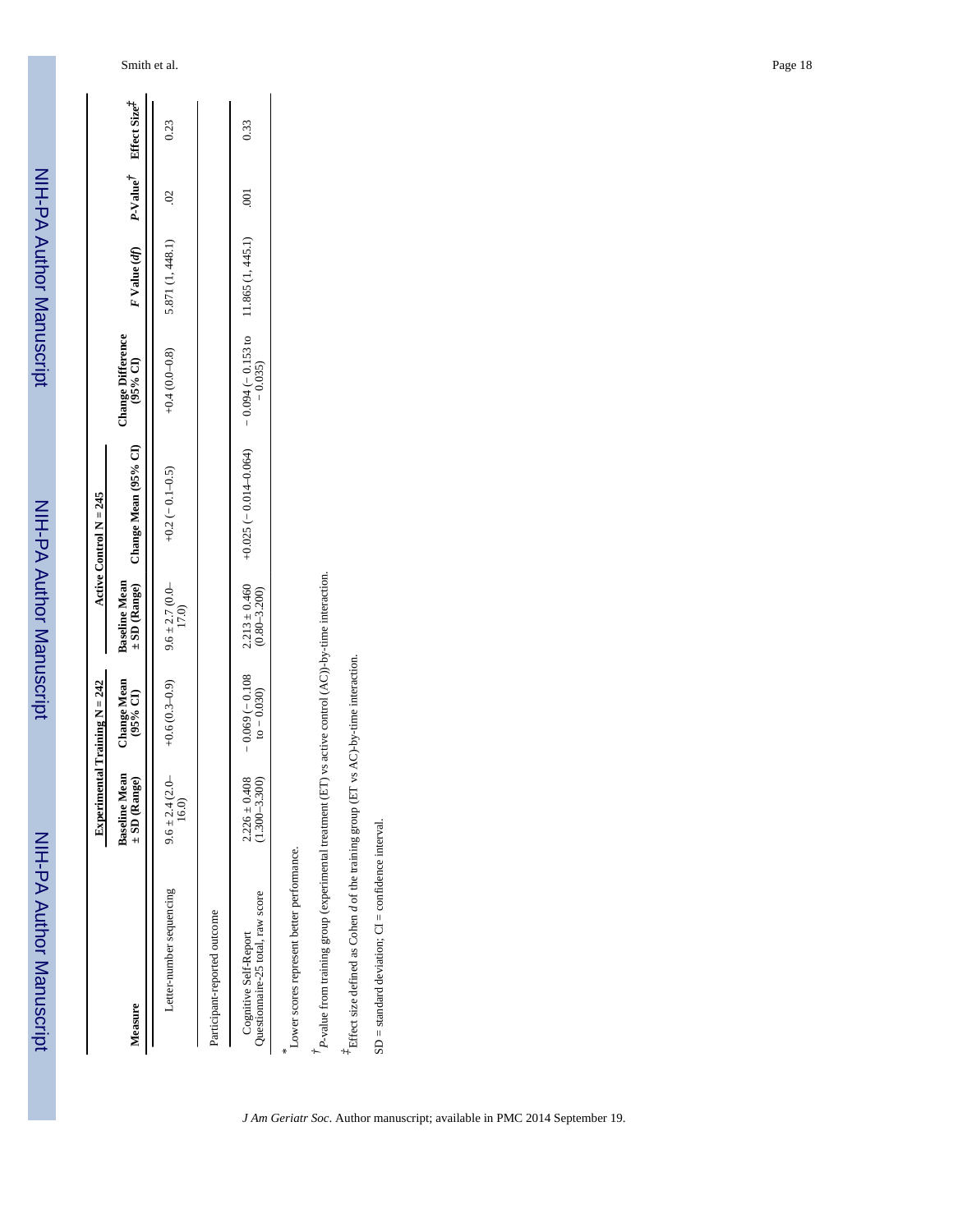| Measure | Experimental Training N = 242 | | Active Control N = 245 | | Change Difference (95% CI) | *F* Value (*df*) | *P*-Value[†] | Effect Size[‡] |
|---|---|---|---|---|---|---|---|---|
| | Baseline Mean ± SD (Range) | Change Mean (95% CI) | Baseline Mean ± SD (Range) | Change Mean (95% CI) | | | | |
| Letter-number sequencing | 9.6 ± 2.4 (2.0–16.0) | +0.6 (0.3–0.9) | 9.6 ± 2.7 (0.0–17.0) | +0.2 (− 0.1–0.5) | +0.4 (0.0–0.8) | 5.871 (1, 448.1) | .02 | 0.23 |
| Participant-reported outcome | | | | | | | | |
| Cognitive Self-Report Questionnaire-25 total, raw score | 2.226 ± 0.408 (1.300–3.300) | − 0.069 (− 0.108 to − 0.030) | 2.213 ± 0.460 (0.80–3.200) | +0.025 (− 0.014–0.064) | − 0.094 (− 0.153 to − 0.035) | 11.865 (1, 445.1) | .001 | 0.33 |

[*] Lower scores represent better performance.

[†] *P*-value from training group (experimental treatment (ET) vs active control (AC))-by-time interaction.

[‡] Effect size defined as Cohen *d* of the training group (ET vs AC)-by-time interaction.

SD = standard deviation; CI = confidence interval.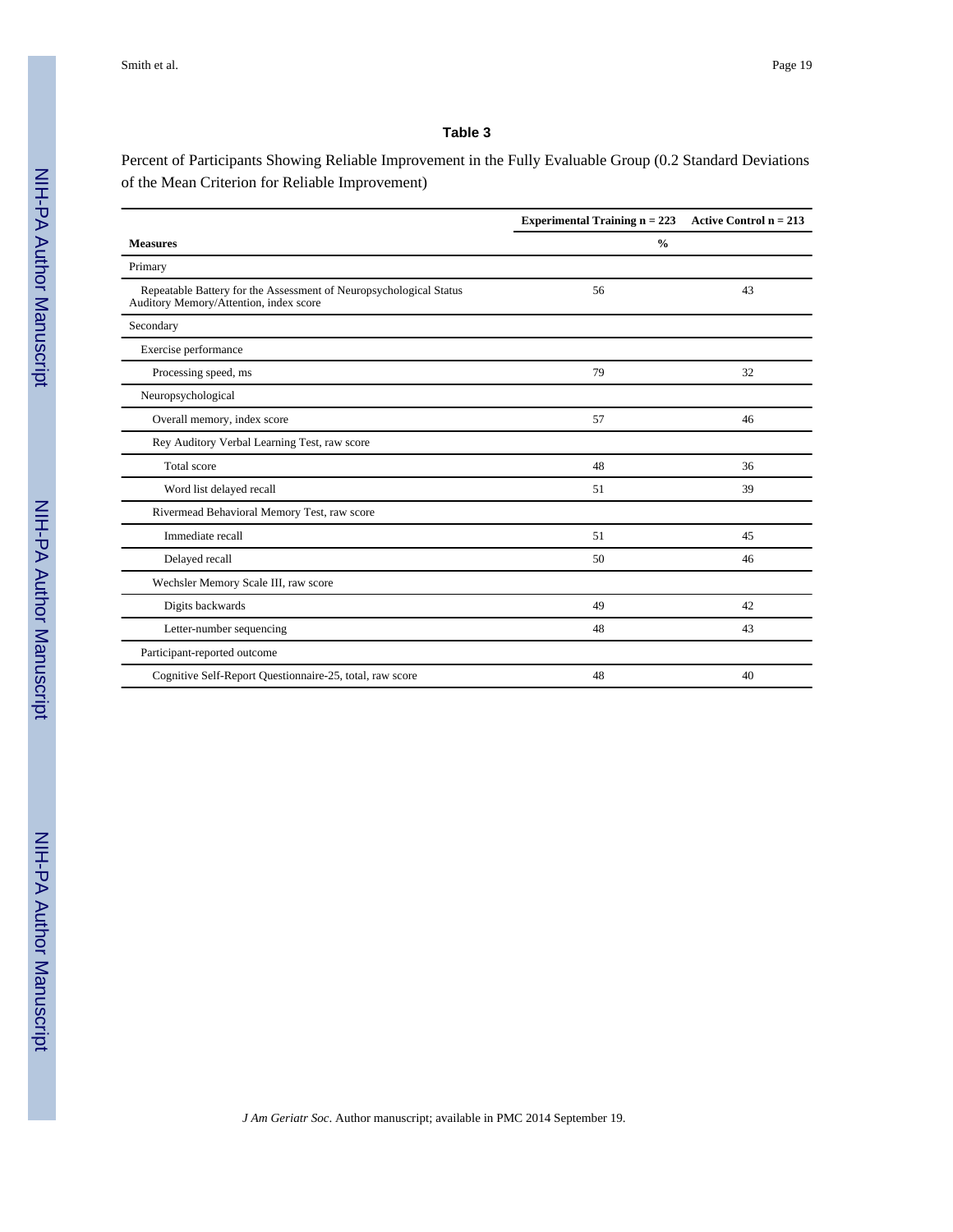**Table 3**

Percent of Participants Showing Reliable Improvement in the Fully Evaluable Group (0.2 Standard Deviations of the Mean Criterion for Reliable Improvement)

| | Experimental Training n = 223 | Active Control n = 213 |
|---|---|---|
| **Measures** | % | |
| Primary | | |
| Repeatable Battery for the Assessment of Neuropsychological Status Auditory Memory/Attention, index score | 56 | 43 |
| Secondary | | |
| Exercise performance | | |
| Processing speed, ms | 79 | 32 |
| Neuropsychological | | |
| Overall memory, index score | 57 | 46 |
| Rey Auditory Verbal Learning Test, raw score | | |
| Total score | 48 | 36 |
| Word list delayed recall | 51 | 39 |
| Rivermead Behavioral Memory Test, raw score | | |
| Immediate recall | 51 | 45 |
| Delayed recall | 50 | 46 |
| Wechsler Memory Scale III, raw score | | |
| Digits backwards | 49 | 42 |
| Letter-number sequencing | 48 | 43 |
| Participant-reported outcome | | |
| Cognitive Self-Report Questionnaire-25, total, raw score | 48 | 40 |